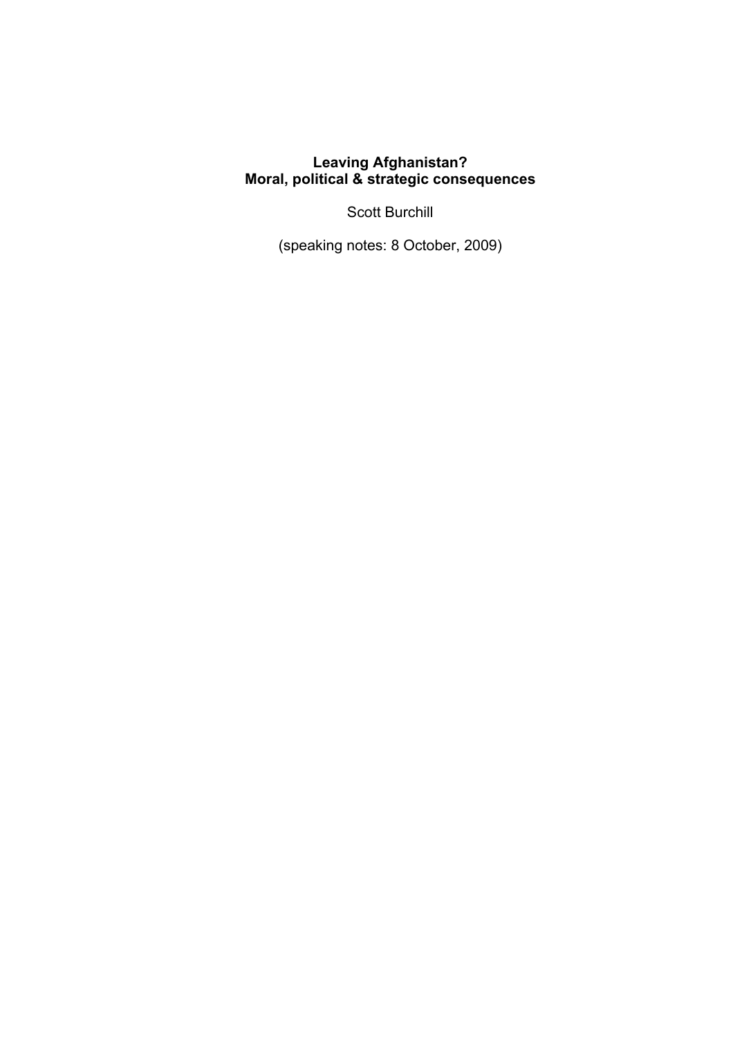# Leaving Afghanistan?
# Moral, political & strategic consequences

Scott Burchill

(speaking notes: 8 October, 2009)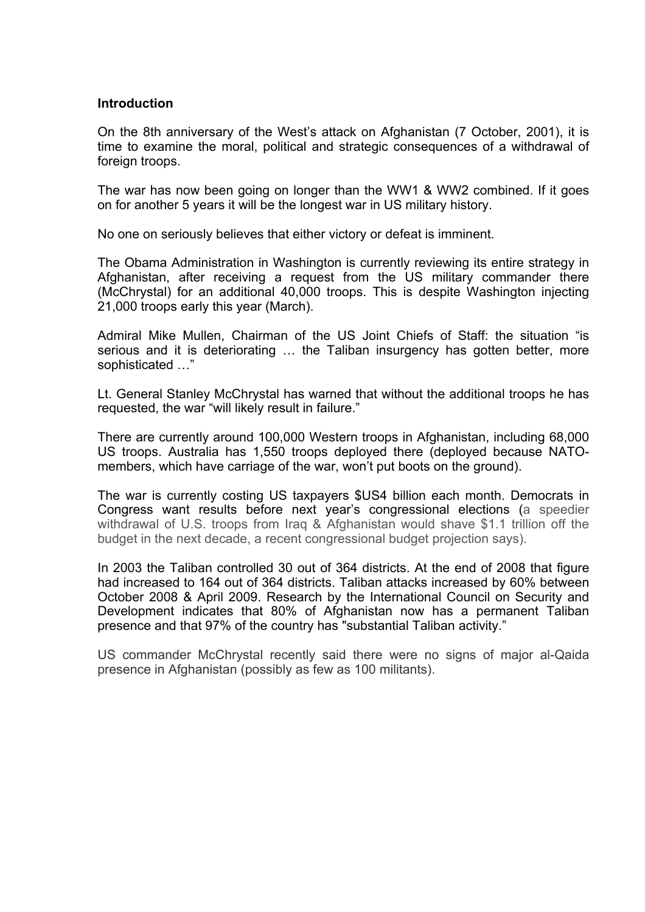**Introduction**

On the 8th anniversary of the West's attack on Afghanistan (7 October, 2001), it is time to examine the moral, political and strategic consequences of a withdrawal of foreign troops.

The war has now been going on longer than the WW1 & WW2 combined. If it goes on for another 5 years it will be the longest war in US military history.

No one on seriously believes that either victory or defeat is imminent.

The Obama Administration in Washington is currently reviewing its entire strategy in Afghanistan, after receiving a request from the US military commander there (McChrystal) for an additional 40,000 troops. This is despite Washington injecting 21,000 troops early this year (March).

Admiral Mike Mullen, Chairman of the US Joint Chiefs of Staff: the situation "is serious and it is deteriorating … the Taliban insurgency has gotten better, more sophisticated …"

Lt. General Stanley McChrystal has warned that without the additional troops he has requested, the war "will likely result in failure."

There are currently around 100,000 Western troops in Afghanistan, including 68,000 US troops. Australia has 1,550 troops deployed there (deployed because NATO-members, which have carriage of the war, won't put boots on the ground).

The war is currently costing US taxpayers $US4 billion each month. Democrats in Congress want results before next year's congressional elections (a speedier withdrawal of U.S. troops from Iraq & Afghanistan would shave $1.1 trillion off the budget in the next decade, a recent congressional budget projection says).

In 2003 the Taliban controlled 30 out of 364 districts. At the end of 2008 that figure had increased to 164 out of 364 districts. Taliban attacks increased by 60% between October 2008 & April 2009. Research by the International Council on Security and Development indicates that 80% of Afghanistan now has a permanent Taliban presence and that 97% of the country has "substantial Taliban activity."

US commander McChrystal recently said there were no signs of major al-Qaida presence in Afghanistan (possibly as few as 100 militants).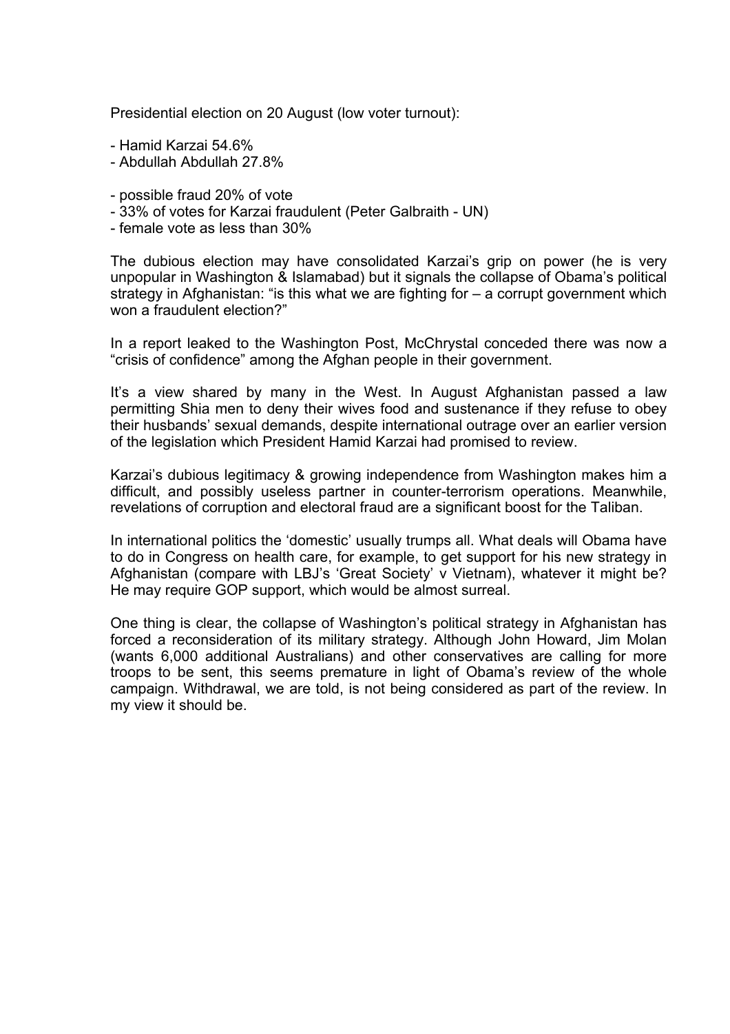Presidential election on 20 August (low voter turnout):

- Hamid Karzai 54.6%
- Abdullah Abdullah 27.8%

- possible fraud 20% of vote
- 33% of votes for Karzai fraudulent (Peter Galbraith - UN)
- female vote as less than 30%

The dubious election may have consolidated Karzai's grip on power (he is very unpopular in Washington & Islamabad) but it signals the collapse of Obama's political strategy in Afghanistan: "is this what we are fighting for – a corrupt government which won a fraudulent election?"

In a report leaked to the Washington Post, McChrystal conceded there was now a "crisis of confidence" among the Afghan people in their government.

It's a view shared by many in the West. In August Afghanistan passed a law permitting Shia men to deny their wives food and sustenance if they refuse to obey their husbands' sexual demands, despite international outrage over an earlier version of the legislation which President Hamid Karzai had promised to review.

Karzai's dubious legitimacy & growing independence from Washington makes him a difficult, and possibly useless partner in counter-terrorism operations. Meanwhile, revelations of corruption and electoral fraud are a significant boost for the Taliban.

In international politics the 'domestic' usually trumps all. What deals will Obama have to do in Congress on health care, for example, to get support for his new strategy in Afghanistan (compare with LBJ's 'Great Society' v Vietnam), whatever it might be? He may require GOP support, which would be almost surreal.

One thing is clear, the collapse of Washington's political strategy in Afghanistan has forced a reconsideration of its military strategy. Although John Howard, Jim Molan (wants 6,000 additional Australians) and other conservatives are calling for more troops to be sent, this seems premature in light of Obama's review of the whole campaign. Withdrawal, we are told, is not being considered as part of the review. In my view it should be.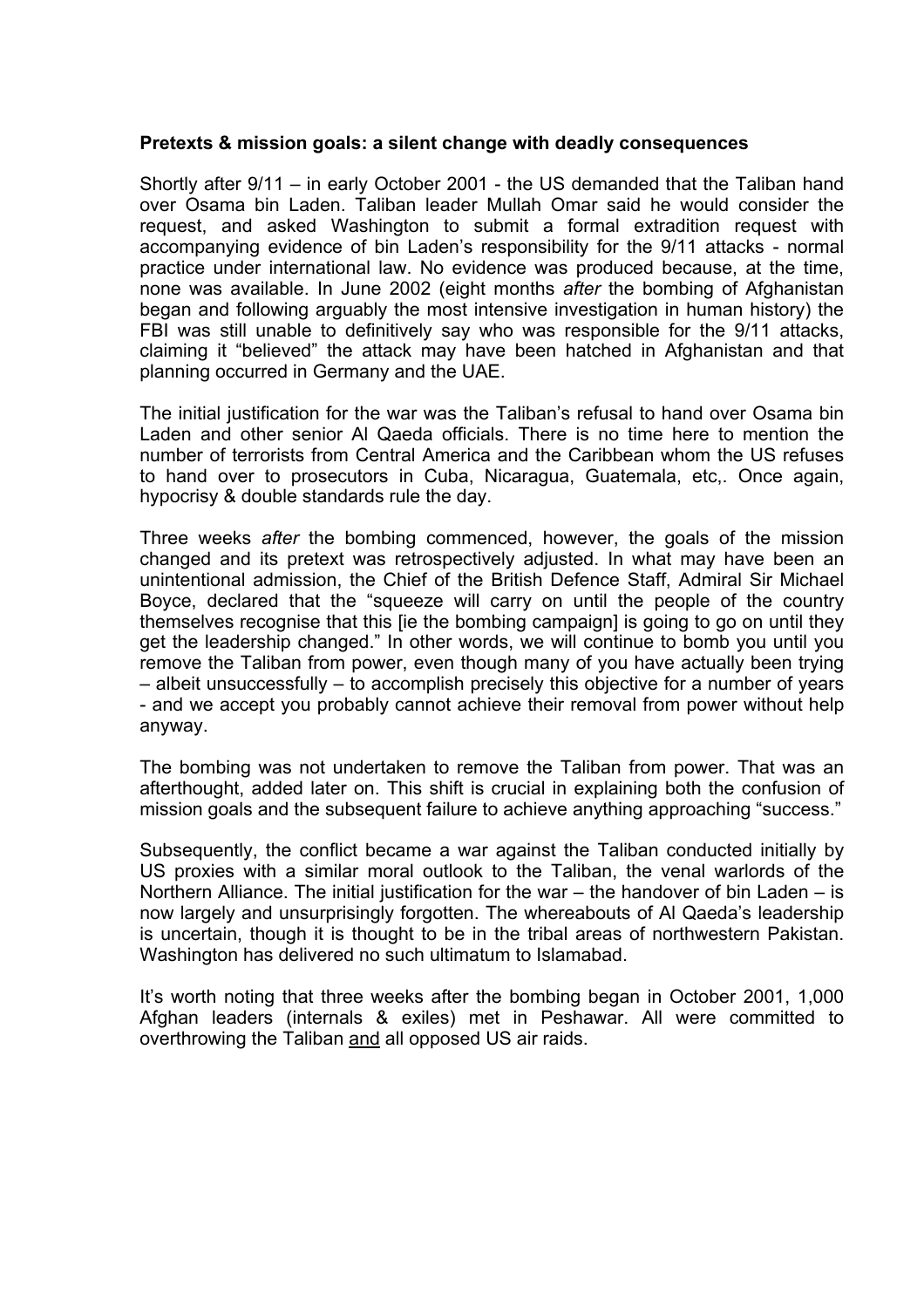**Pretexts & mission goals: a silent change with deadly consequences**

Shortly after 9/11 – in early October 2001 - the US demanded that the Taliban hand over Osama bin Laden. Taliban leader Mullah Omar said he would consider the request, and asked Washington to submit a formal extradition request with accompanying evidence of bin Laden's responsibility for the 9/11 attacks - normal practice under international law. No evidence was produced because, at the time, none was available. In June 2002 (eight months *after* the bombing of Afghanistan began and following arguably the most intensive investigation in human history) the FBI was still unable to definitively say who was responsible for the 9/11 attacks, claiming it "believed" the attack may have been hatched in Afghanistan and that planning occurred in Germany and the UAE.

The initial justification for the war was the Taliban's refusal to hand over Osama bin Laden and other senior Al Qaeda officials. There is no time here to mention the number of terrorists from Central America and the Caribbean whom the US refuses to hand over to prosecutors in Cuba, Nicaragua, Guatemala, etc,. Once again, hypocrisy & double standards rule the day.

Three weeks *after* the bombing commenced, however, the goals of the mission changed and its pretext was retrospectively adjusted. In what may have been an unintentional admission, the Chief of the British Defence Staff, Admiral Sir Michael Boyce, declared that the "squeeze will carry on until the people of the country themselves recognise that this [ie the bombing campaign] is going to go on until they get the leadership changed." In other words, we will continue to bomb you until you remove the Taliban from power, even though many of you have actually been trying – albeit unsuccessfully – to accomplish precisely this objective for a number of years - and we accept you probably cannot achieve their removal from power without help anyway.

The bombing was not undertaken to remove the Taliban from power. That was an afterthought, added later on. This shift is crucial in explaining both the confusion of mission goals and the subsequent failure to achieve anything approaching "success."

Subsequently, the conflict became a war against the Taliban conducted initially by US proxies with a similar moral outlook to the Taliban, the venal warlords of the Northern Alliance. The initial justification for the war – the handover of bin Laden – is now largely and unsurprisingly forgotten. The whereabouts of Al Qaeda's leadership is uncertain, though it is thought to be in the tribal areas of northwestern Pakistan. Washington has delivered no such ultimatum to Islamabad.

It's worth noting that three weeks after the bombing began in October 2001, 1,000 Afghan leaders (internals & exiles) met in Peshawar. All were committed to overthrowing the Taliban <u>and</u> all opposed US air raids.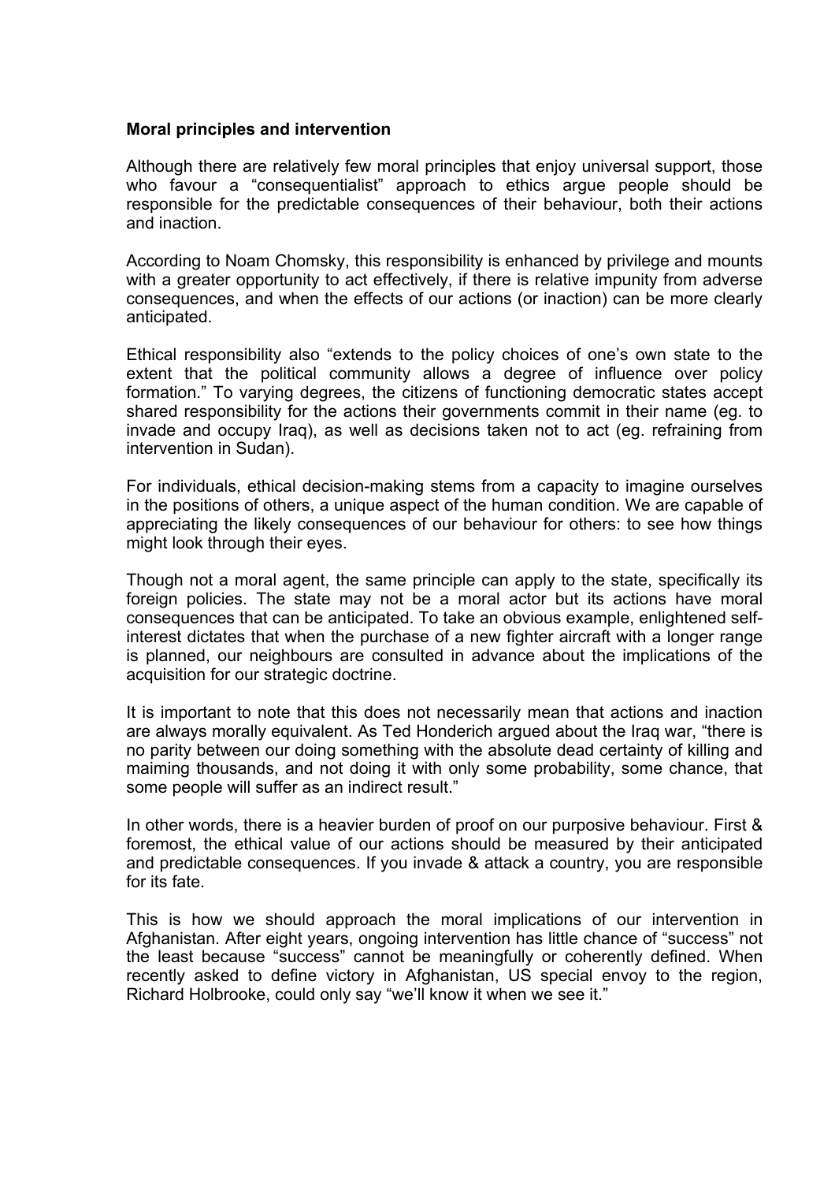**Moral principles and intervention**

Although there are relatively few moral principles that enjoy universal support, those who favour a "consequentialist" approach to ethics argue people should be responsible for the predictable consequences of their behaviour, both their actions and inaction.

According to Noam Chomsky, this responsibility is enhanced by privilege and mounts with a greater opportunity to act effectively, if there is relative impunity from adverse consequences, and when the effects of our actions (or inaction) can be more clearly anticipated.

Ethical responsibility also "extends to the policy choices of one's own state to the extent that the political community allows a degree of influence over policy formation." To varying degrees, the citizens of functioning democratic states accept shared responsibility for the actions their governments commit in their name (eg. to invade and occupy Iraq), as well as decisions taken not to act (eg. refraining from intervention in Sudan).

For individuals, ethical decision-making stems from a capacity to imagine ourselves in the positions of others, a unique aspect of the human condition. We are capable of appreciating the likely consequences of our behaviour for others: to see how things might look through their eyes.

Though not a moral agent, the same principle can apply to the state, specifically its foreign policies. The state may not be a moral actor but its actions have moral consequences that can be anticipated. To take an obvious example, enlightened self-interest dictates that when the purchase of a new fighter aircraft with a longer range is planned, our neighbours are consulted in advance about the implications of the acquisition for our strategic doctrine.

It is important to note that this does not necessarily mean that actions and inaction are always morally equivalent. As Ted Honderich argued about the Iraq war, "there is no parity between our doing something with the absolute dead certainty of killing and maiming thousands, and not doing it with only some probability, some chance, that some people will suffer as an indirect result."

In other words, there is a heavier burden of proof on our purposive behaviour. First & foremost, the ethical value of our actions should be measured by their anticipated and predictable consequences. If you invade & attack a country, you are responsible for its fate.

This is how we should approach the moral implications of our intervention in Afghanistan. After eight years, ongoing intervention has little chance of "success" not the least because "success" cannot be meaningfully or coherently defined. When recently asked to define victory in Afghanistan, US special envoy to the region, Richard Holbrooke, could only say "we'll know it when we see it."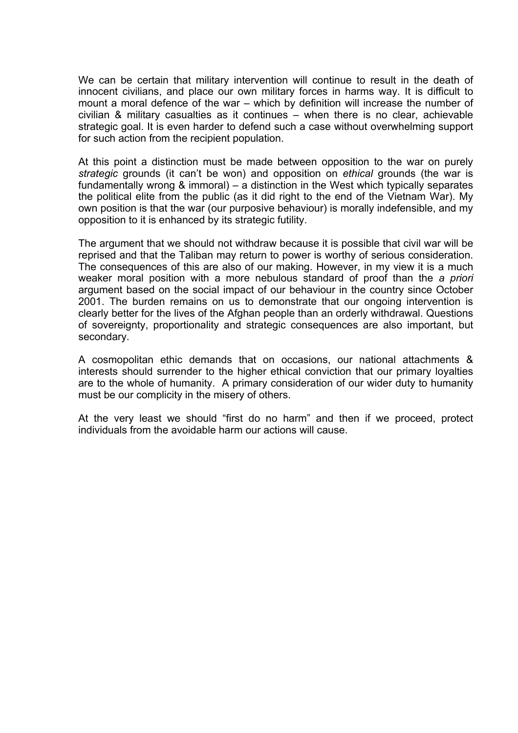We can be certain that military intervention will continue to result in the death of innocent civilians, and place our own military forces in harms way. It is difficult to mount a moral defence of the war – which by definition will increase the number of civilian & military casualties as it continues – when there is no clear, achievable strategic goal. It is even harder to defend such a case without overwhelming support for such action from the recipient population.

At this point a distinction must be made between opposition to the war on purely *strategic* grounds (it can't be won) and opposition on *ethical* grounds (the war is fundamentally wrong & immoral) – a distinction in the West which typically separates the political elite from the public (as it did right to the end of the Vietnam War). My own position is that the war (our purposive behaviour) is morally indefensible, and my opposition to it is enhanced by its strategic futility.

The argument that we should not withdraw because it is possible that civil war will be reprised and that the Taliban may return to power is worthy of serious consideration. The consequences of this are also of our making. However, in my view it is a much weaker moral position with a more nebulous standard of proof than the *a priori* argument based on the social impact of our behaviour in the country since October 2001. The burden remains on us to demonstrate that our ongoing intervention is clearly better for the lives of the Afghan people than an orderly withdrawal. Questions of sovereignty, proportionality and strategic consequences are also important, but secondary.

A cosmopolitan ethic demands that on occasions, our national attachments & interests should surrender to the higher ethical conviction that our primary loyalties are to the whole of humanity. A primary consideration of our wider duty to humanity must be our complicity in the misery of others.

At the very least we should "first do no harm" and then if we proceed, protect individuals from the avoidable harm our actions will cause.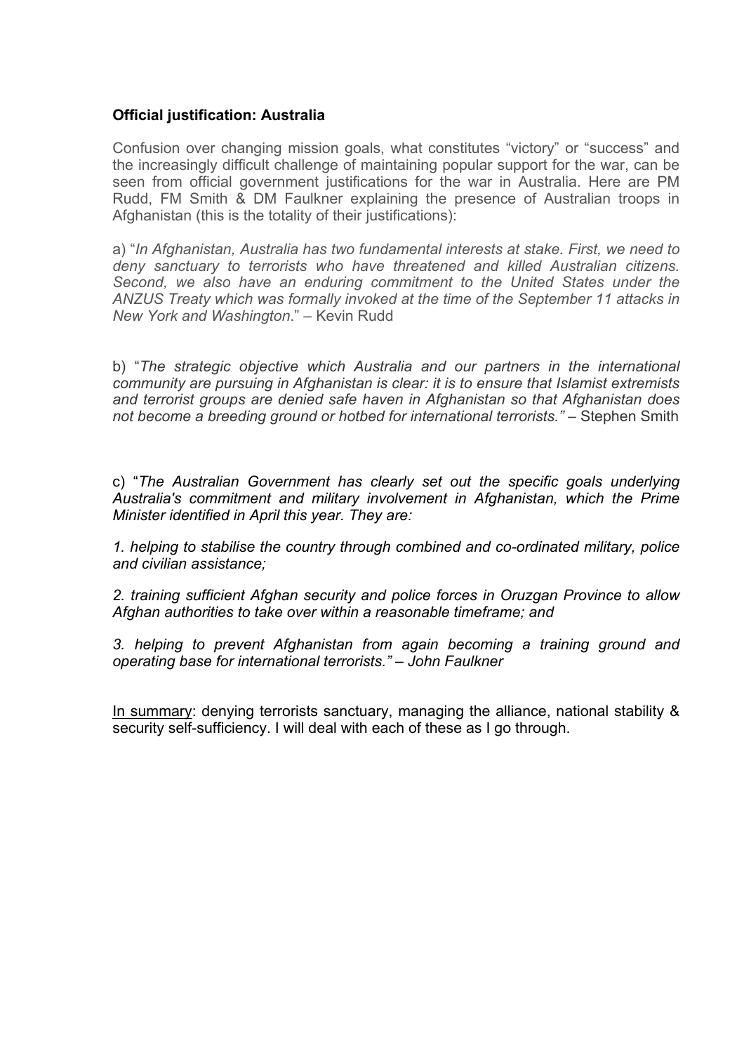**Official justification: Australia**

Confusion over changing mission goals, what constitutes "victory" or "success" and the increasingly difficult challenge of maintaining popular support for the war, can be seen from official government justifications for the war in Australia. Here are PM Rudd, FM Smith & DM Faulkner explaining the presence of Australian troops in Afghanistan (this is the totality of their justifications):

a) "*In Afghanistan, Australia has two fundamental interests at stake. First, we need to deny sanctuary to terrorists who have threatened and killed Australian citizens. Second, we also have an enduring commitment to the United States under the ANZUS Treaty which was formally invoked at the time of the September 11 attacks in New York and Washington*." – Kevin Rudd

b) "*The strategic objective which Australia and our partners in the international community are pursuing in Afghanistan is clear: it is to ensure that Islamist extremists and terrorist groups are denied safe haven in Afghanistan so that Afghanistan does not become a breeding ground or hotbed for international terrorists."* – Stephen Smith

c) "*The Australian Government has clearly set out the specific goals underlying Australia's commitment and military involvement in Afghanistan, which the Prime Minister identified in April this year. They are:*

*1. helping to stabilise the country through combined and co-ordinated military, police and civilian assistance;*

*2. training sufficient Afghan security and police forces in Oruzgan Province to allow Afghan authorities to take over within a reasonable timeframe; and*

*3. helping to prevent Afghanistan from again becoming a training ground and operating base for international terrorists." – John Faulkner*

<u>In summary</u>: denying terrorists sanctuary, managing the alliance, national stability & security self-sufficiency. I will deal with each of these as I go through.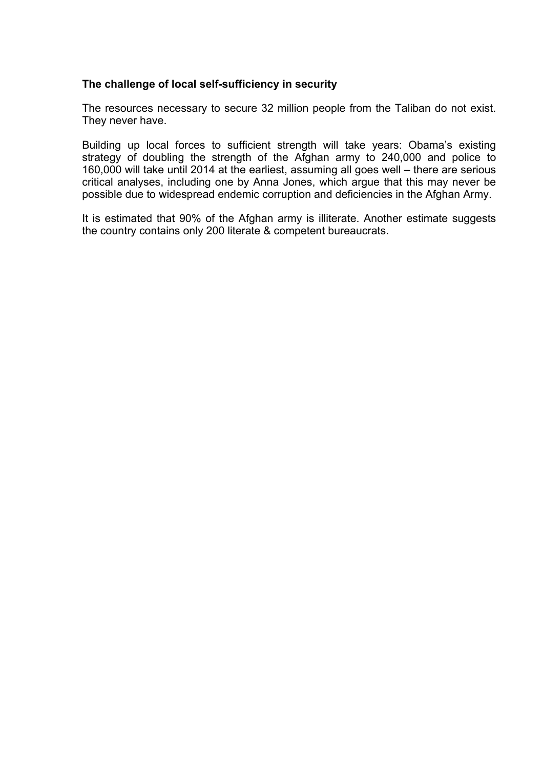**The challenge of local self-sufficiency in security**

The resources necessary to secure 32 million people from the Taliban do not exist. They never have.

Building up local forces to sufficient strength will take years: Obama's existing strategy of doubling the strength of the Afghan army to 240,000 and police to 160,000 will take until 2014 at the earliest, assuming all goes well – there are serious critical analyses, including one by Anna Jones, which argue that this may never be possible due to widespread endemic corruption and deficiencies in the Afghan Army.

It is estimated that 90% of the Afghan army is illiterate. Another estimate suggests the country contains only 200 literate & competent bureaucrats.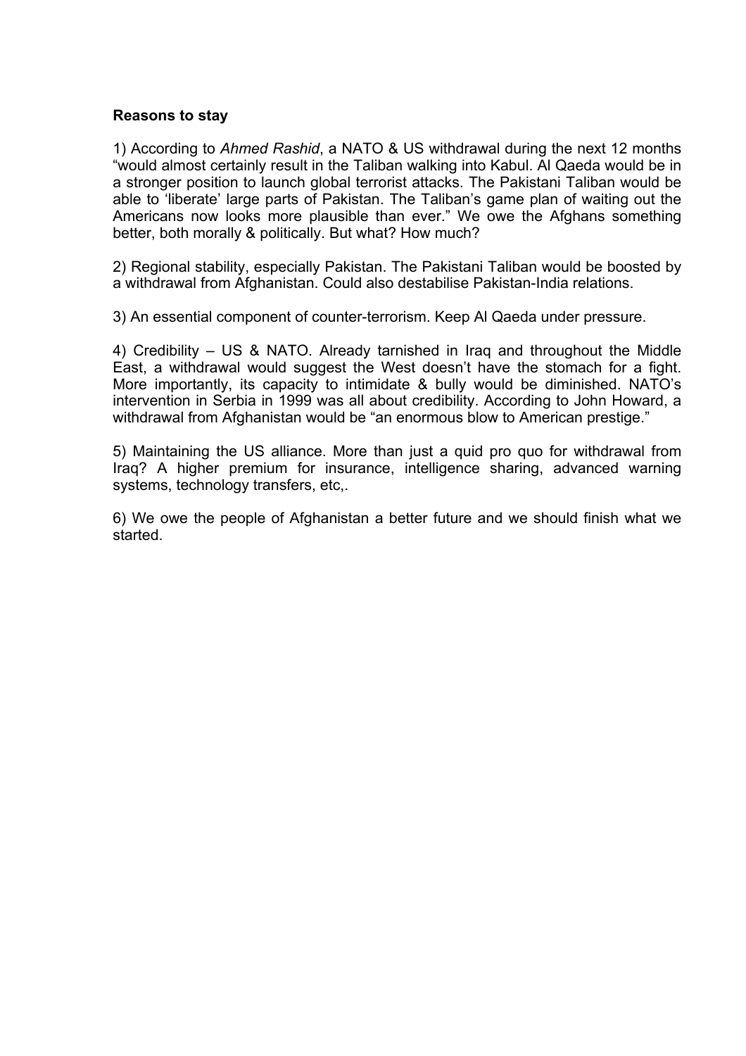**Reasons to stay**

1) According to *Ahmed Rashid*, a NATO & US withdrawal during the next 12 months "would almost certainly result in the Taliban walking into Kabul. Al Qaeda would be in a stronger position to launch global terrorist attacks. The Pakistani Taliban would be able to 'liberate' large parts of Pakistan. The Taliban's game plan of waiting out the Americans now looks more plausible than ever." We owe the Afghans something better, both morally & politically. But what? How much?

2) Regional stability, especially Pakistan. The Pakistani Taliban would be boosted by a withdrawal from Afghanistan. Could also destabilise Pakistan-India relations.

3) An essential component of counter-terrorism. Keep Al Qaeda under pressure.

4) Credibility – US & NATO. Already tarnished in Iraq and throughout the Middle East, a withdrawal would suggest the West doesn't have the stomach for a fight. More importantly, its capacity to intimidate & bully would be diminished. NATO's intervention in Serbia in 1999 was all about credibility. According to John Howard, a withdrawal from Afghanistan would be "an enormous blow to American prestige."

5) Maintaining the US alliance. More than just a quid pro quo for withdrawal from Iraq? A higher premium for insurance, intelligence sharing, advanced warning systems, technology transfers, etc,.

6) We owe the people of Afghanistan a better future and we should finish what we started.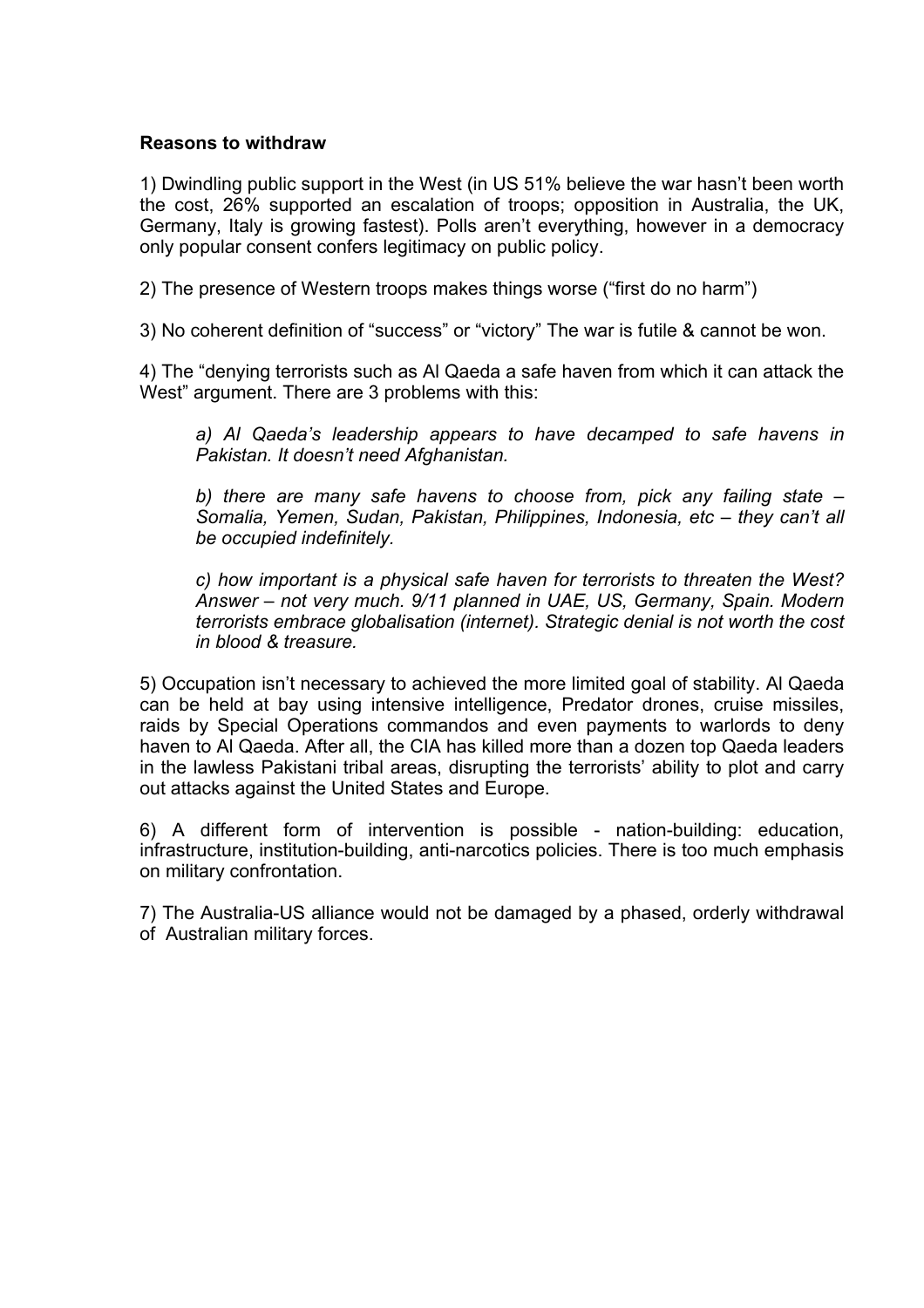**Reasons to withdraw**

1) Dwindling public support in the West (in US 51% believe the war hasn't been worth the cost, 26% supported an escalation of troops; opposition in Australia, the UK, Germany, Italy is growing fastest). Polls aren't everything, however in a democracy only popular consent confers legitimacy on public policy.

2) The presence of Western troops makes things worse ("first do no harm")

3) No coherent definition of "success" or "victory" The war is futile & cannot be won.

4) The "denying terrorists such as Al Qaeda a safe haven from which it can attack the West" argument. There are 3 problems with this:

> *a) Al Qaeda's leadership appears to have decamped to safe havens in Pakistan. It doesn't need Afghanistan.*
>
> *b) there are many safe havens to choose from, pick any failing state – Somalia, Yemen, Sudan, Pakistan, Philippines, Indonesia, etc – they can't all be occupied indefinitely.*
>
> *c) how important is a physical safe haven for terrorists to threaten the West? Answer – not very much. 9/11 planned in UAE, US, Germany, Spain. Modern terrorists embrace globalisation (internet). Strategic denial is not worth the cost in blood & treasure.*

5) Occupation isn't necessary to achieved the more limited goal of stability. Al Qaeda can be held at bay using intensive intelligence, Predator drones, cruise missiles, raids by Special Operations commandos and even payments to warlords to deny haven to Al Qaeda. After all, the CIA has killed more than a dozen top Qaeda leaders in the lawless Pakistani tribal areas, disrupting the terrorists' ability to plot and carry out attacks against the United States and Europe.

6) A different form of intervention is possible - nation-building: education, infrastructure, institution-building, anti-narcotics policies. There is too much emphasis on military confrontation.

7) The Australia-US alliance would not be damaged by a phased, orderly withdrawal of Australian military forces.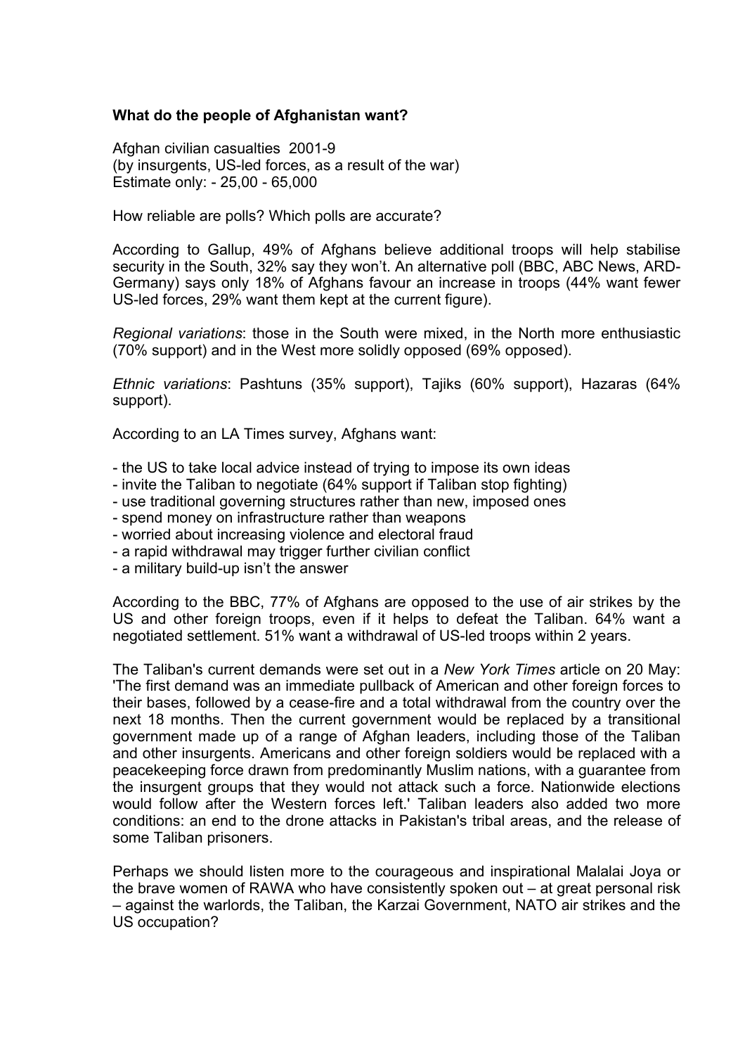**What do the people of Afghanistan want?**

Afghan civilian casualties 2001-9
(by insurgents, US-led forces, as a result of the war)
Estimate only: - 25,00 - 65,000

How reliable are polls? Which polls are accurate?

According to Gallup, 49% of Afghans believe additional troops will help stabilise security in the South, 32% say they won't. An alternative poll (BBC, ABC News, ARD-Germany) says only 18% of Afghans favour an increase in troops (44% want fewer US-led forces, 29% want them kept at the current figure).

*Regional variations*: those in the South were mixed, in the North more enthusiastic (70% support) and in the West more solidly opposed (69% opposed).

*Ethnic variations*: Pashtuns (35% support), Tajiks (60% support), Hazaras (64% support).

According to an LA Times survey, Afghans want:

- the US to take local advice instead of trying to impose its own ideas
- invite the Taliban to negotiate (64% support if Taliban stop fighting)
- use traditional governing structures rather than new, imposed ones
- spend money on infrastructure rather than weapons
- worried about increasing violence and electoral fraud
- a rapid withdrawal may trigger further civilian conflict
- a military build-up isn't the answer

According to the BBC, 77% of Afghans are opposed to the use of air strikes by the US and other foreign troops, even if it helps to defeat the Taliban. 64% want a negotiated settlement. 51% want a withdrawal of US-led troops within 2 years.

The Taliban's current demands were set out in a *New York Times* article on 20 May: 'The first demand was an immediate pullback of American and other foreign forces to their bases, followed by a cease-fire and a total withdrawal from the country over the next 18 months. Then the current government would be replaced by a transitional government made up of a range of Afghan leaders, including those of the Taliban and other insurgents. Americans and other foreign soldiers would be replaced with a peacekeeping force drawn from predominantly Muslim nations, with a guarantee from the insurgent groups that they would not attack such a force. Nationwide elections would follow after the Western forces left.' Taliban leaders also added two more conditions: an end to the drone attacks in Pakistan's tribal areas, and the release of some Taliban prisoners.

Perhaps we should listen more to the courageous and inspirational Malalai Joya or the brave women of RAWA who have consistently spoken out – at great personal risk – against the warlords, the Taliban, the Karzai Government, NATO air strikes and the US occupation?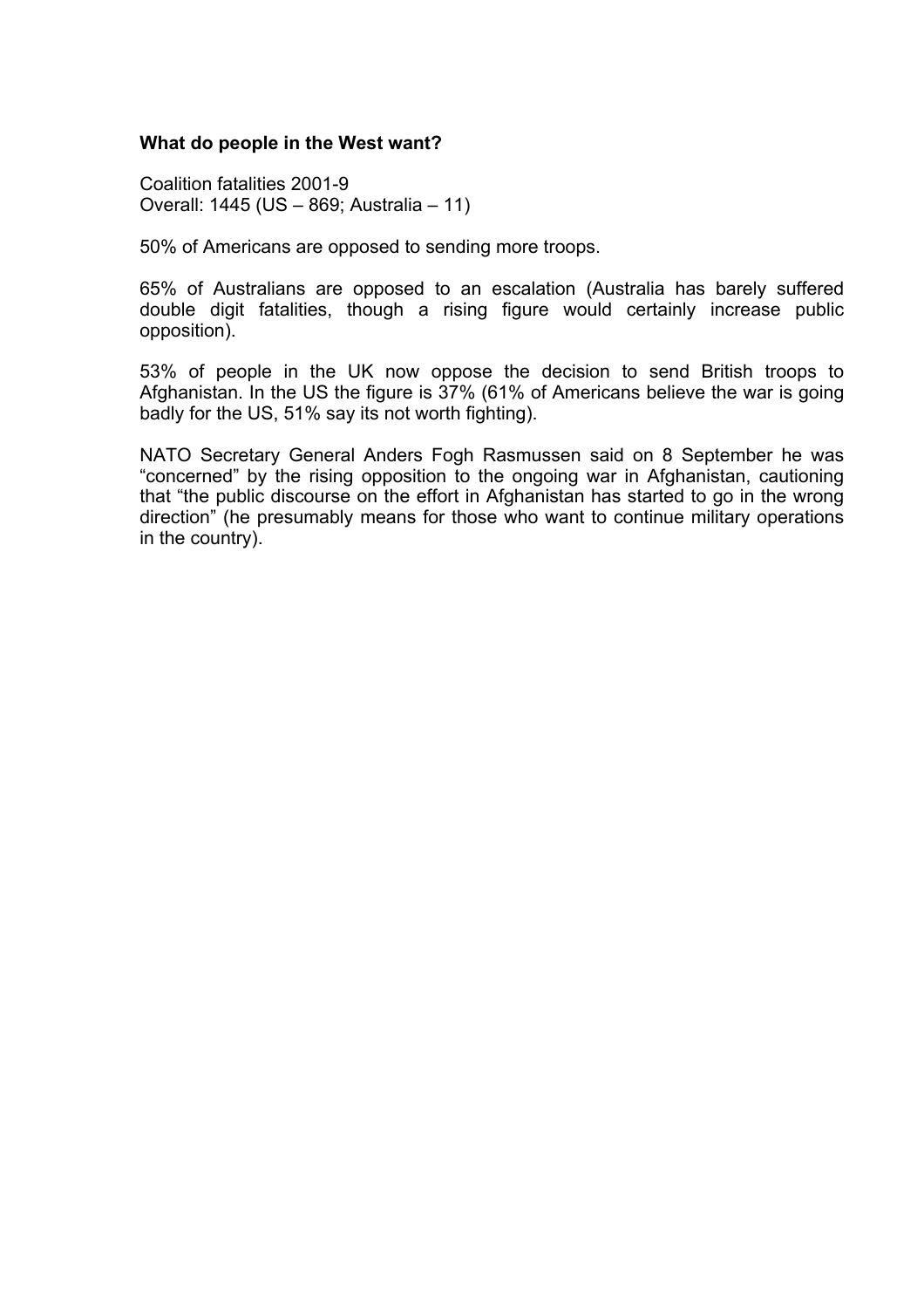**What do people in the West want?**

Coalition fatalities 2001-9
Overall: 1445 (US – 869; Australia – 11)

50% of Americans are opposed to sending more troops.

65% of Australians are opposed to an escalation (Australia has barely suffered double digit fatalities, though a rising figure would certainly increase public opposition).

53% of people in the UK now oppose the decision to send British troops to Afghanistan. In the US the figure is 37% (61% of Americans believe the war is going badly for the US, 51% say its not worth fighting).

NATO Secretary General Anders Fogh Rasmussen said on 8 September he was "concerned" by the rising opposition to the ongoing war in Afghanistan, cautioning that "the public discourse on the effort in Afghanistan has started to go in the wrong direction" (he presumably means for those who want to continue military operations in the country).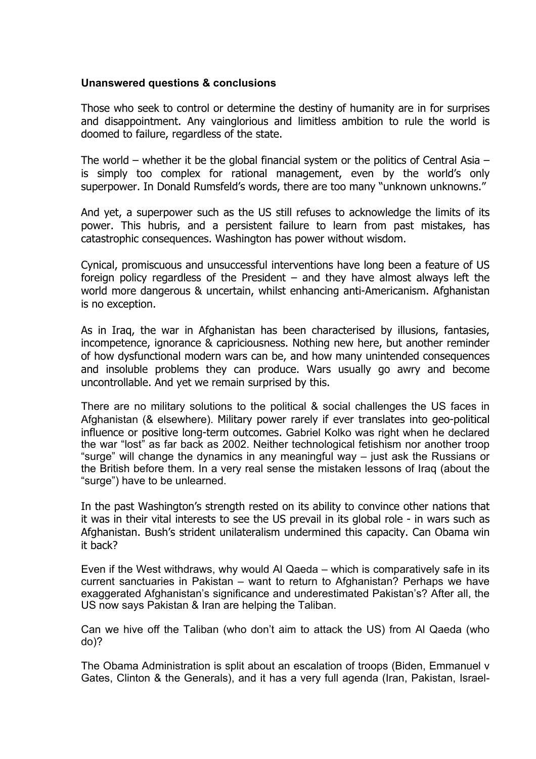**Unanswered questions & conclusions**

Those who seek to control or determine the destiny of humanity are in for surprises and disappointment. Any vainglorious and limitless ambition to rule the world is doomed to failure, regardless of the state.

The world – whether it be the global financial system or the politics of Central Asia – is simply too complex for rational management, even by the world's only superpower. In Donald Rumsfeld's words, there are too many "unknown unknowns."

And yet, a superpower such as the US still refuses to acknowledge the limits of its power. This hubris, and a persistent failure to learn from past mistakes, has catastrophic consequences. Washington has power without wisdom.

Cynical, promiscuous and unsuccessful interventions have long been a feature of US foreign policy regardless of the President – and they have almost always left the world more dangerous & uncertain, whilst enhancing anti-Americanism. Afghanistan is no exception.

As in Iraq, the war in Afghanistan has been characterised by illusions, fantasies, incompetence, ignorance & capriciousness. Nothing new here, but another reminder of how dysfunctional modern wars can be, and how many unintended consequences and insoluble problems they can produce. Wars usually go awry and become uncontrollable. And yet we remain surprised by this.

There are no military solutions to the political & social challenges the US faces in Afghanistan (& elsewhere). Military power rarely if ever translates into geo-political influence or positive long-term outcomes. Gabriel Kolko was right when he declared the war "lost" as far back as 2002. Neither technological fetishism nor another troop "surge" will change the dynamics in any meaningful way – just ask the Russians or the British before them. In a very real sense the mistaken lessons of Iraq (about the "surge") have to be unlearned.

In the past Washington's strength rested on its ability to convince other nations that it was in their vital interests to see the US prevail in its global role - in wars such as Afghanistan. Bush's strident unilateralism undermined this capacity. Can Obama win it back?

Even if the West withdraws, why would Al Qaeda – which is comparatively safe in its current sanctuaries in Pakistan – want to return to Afghanistan? Perhaps we have exaggerated Afghanistan's significance and underestimated Pakistan's? After all, the US now says Pakistan & Iran are helping the Taliban.

Can we hive off the Taliban (who don't aim to attack the US) from Al Qaeda (who do)?

The Obama Administration is split about an escalation of troops (Biden, Emmanuel v Gates, Clinton & the Generals), and it has a very full agenda (Iran, Pakistan, Israel-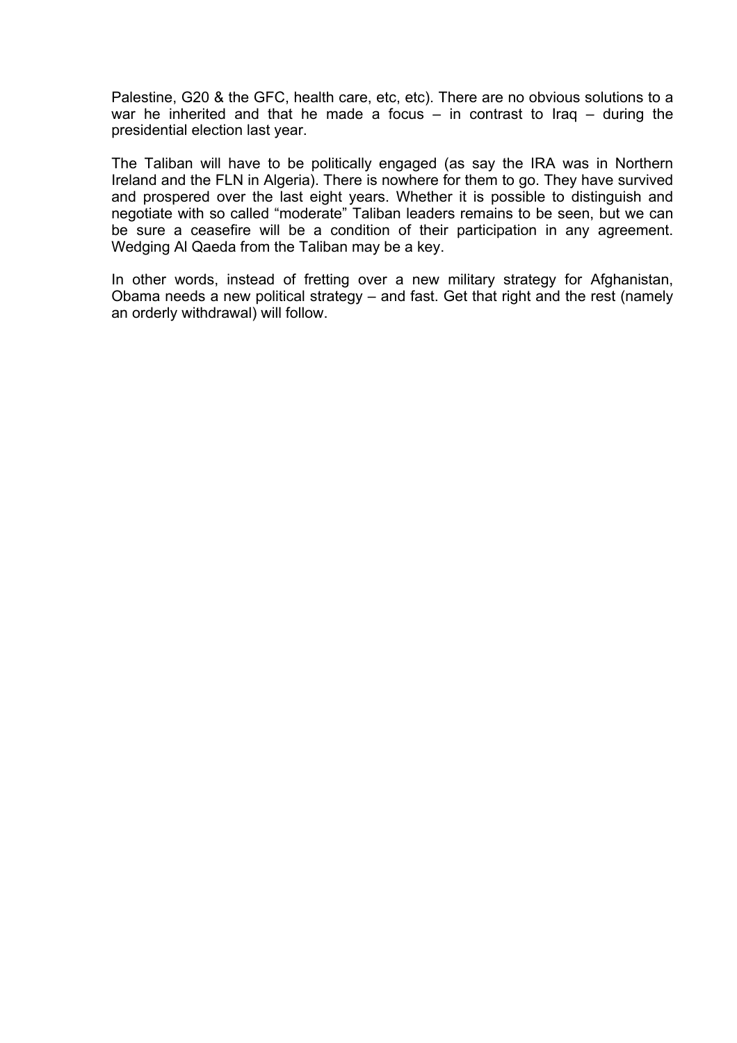Palestine, G20 & the GFC, health care, etc, etc). There are no obvious solutions to a war he inherited and that he made a focus – in contrast to Iraq – during the presidential election last year.

The Taliban will have to be politically engaged (as say the IRA was in Northern Ireland and the FLN in Algeria). There is nowhere for them to go. They have survived and prospered over the last eight years. Whether it is possible to distinguish and negotiate with so called "moderate" Taliban leaders remains to be seen, but we can be sure a ceasefire will be a condition of their participation in any agreement. Wedging Al Qaeda from the Taliban may be a key.

In other words, instead of fretting over a new military strategy for Afghanistan, Obama needs a new political strategy – and fast. Get that right and the rest (namely an orderly withdrawal) will follow.